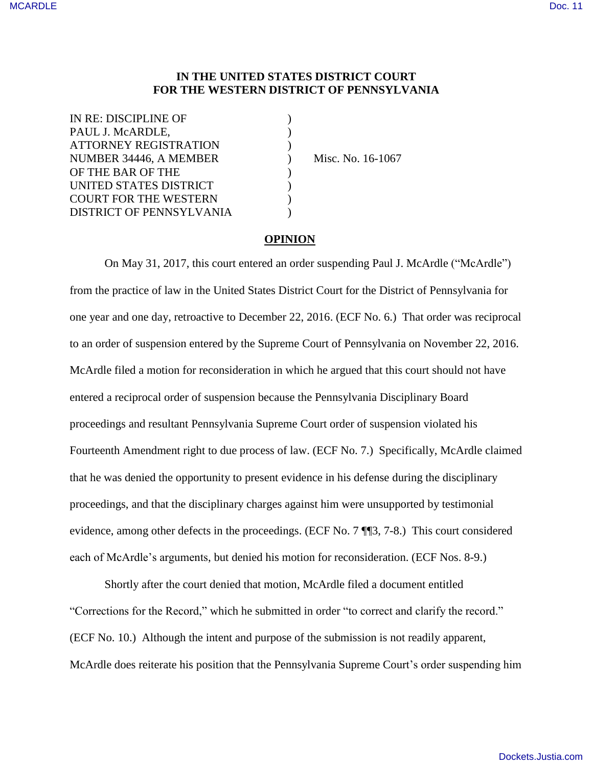**IN THE UNITED STATES DISTRICT COURT**
**FOR THE WESTERN DISTRICT OF PENNSYLVANIA**

| | | |
|---|---|---|
| IN RE: DISCIPLINE OF PAUL J. McARDLE, ATTORNEY REGISTRATION NUMBER 34446, A MEMBER OF THE BAR OF THE UNITED STATES DISTRICT COURT FOR THE WESTERN DISTRICT OF PENNSYLVANIA | ) | Misc. No. 16-1067 |

**OPINION**

On May 31, 2017, this court entered an order suspending Paul J. McArdle ("McArdle") from the practice of law in the United States District Court for the District of Pennsylvania for one year and one day, retroactive to December 22, 2016. (ECF No. 6.) That order was reciprocal to an order of suspension entered by the Supreme Court of Pennsylvania on November 22, 2016. McArdle filed a motion for reconsideration in which he argued that this court should not have entered a reciprocal order of suspension because the Pennsylvania Disciplinary Board proceedings and resultant Pennsylvania Supreme Court order of suspension violated his Fourteenth Amendment right to due process of law. (ECF No. 7.) Specifically, McArdle claimed that he was denied the opportunity to present evidence in his defense during the disciplinary proceedings, and that the disciplinary charges against him were unsupported by testimonial evidence, among other defects in the proceedings. (ECF No. 7 ¶¶3, 7-8.) This court considered each of McArdle's arguments, but denied his motion for reconsideration. (ECF Nos. 8-9.)

Shortly after the court denied that motion, McArdle filed a document entitled "Corrections for the Record," which he submitted in order "to correct and clarify the record." (ECF No. 10.) Although the intent and purpose of the submission is not readily apparent, McArdle does reiterate his position that the Pennsylvania Supreme Court's order suspending him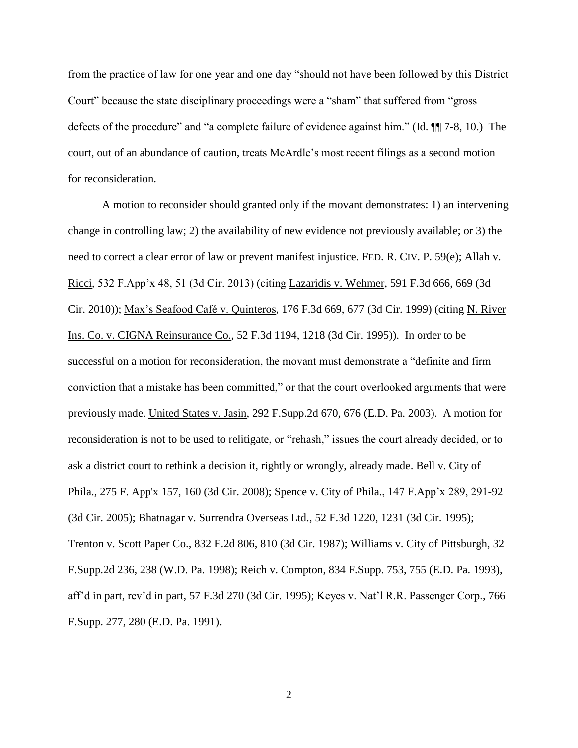from the practice of law for one year and one day "should not have been followed by this District Court" because the state disciplinary proceedings were a "sham" that suffered from "gross defects of the procedure" and "a complete failure of evidence against him." (Id. ¶¶ 7-8, 10.) The court, out of an abundance of caution, treats McArdle's most recent filings as a second motion for reconsideration.

A motion to reconsider should granted only if the movant demonstrates: 1) an intervening change in controlling law; 2) the availability of new evidence not previously available; or 3) the need to correct a clear error of law or prevent manifest injustice. FED. R. CIV. P. 59(e); Allah v. Ricci, 532 F.App'x 48, 51 (3d Cir. 2013) (citing Lazaridis v. Wehmer, 591 F.3d 666, 669 (3d Cir. 2010)); Max's Seafood Café v. Quinteros, 176 F.3d 669, 677 (3d Cir. 1999) (citing N. River Ins. Co. v. CIGNA Reinsurance Co., 52 F.3d 1194, 1218 (3d Cir. 1995)). In order to be successful on a motion for reconsideration, the movant must demonstrate a "definite and firm conviction that a mistake has been committed," or that the court overlooked arguments that were previously made. United States v. Jasin, 292 F.Supp.2d 670, 676 (E.D. Pa. 2003). A motion for reconsideration is not to be used to relitigate, or "rehash," issues the court already decided, or to ask a district court to rethink a decision it, rightly or wrongly, already made. Bell v. City of Phila., 275 F. App'x 157, 160 (3d Cir. 2008); Spence v. City of Phila., 147 F.App'x 289, 291-92 (3d Cir. 2005); Bhatnagar v. Surrendra Overseas Ltd., 52 F.3d 1220, 1231 (3d Cir. 1995); Trenton v. Scott Paper Co., 832 F.2d 806, 810 (3d Cir. 1987); Williams v. City of Pittsburgh, 32 F.Supp.2d 236, 238 (W.D. Pa. 1998); Reich v. Compton, 834 F.Supp. 753, 755 (E.D. Pa. 1993), aff'd in part, rev'd in part, 57 F.3d 270 (3d Cir. 1995); Keyes v. Nat'l R.R. Passenger Corp., 766 F.Supp. 277, 280 (E.D. Pa. 1991).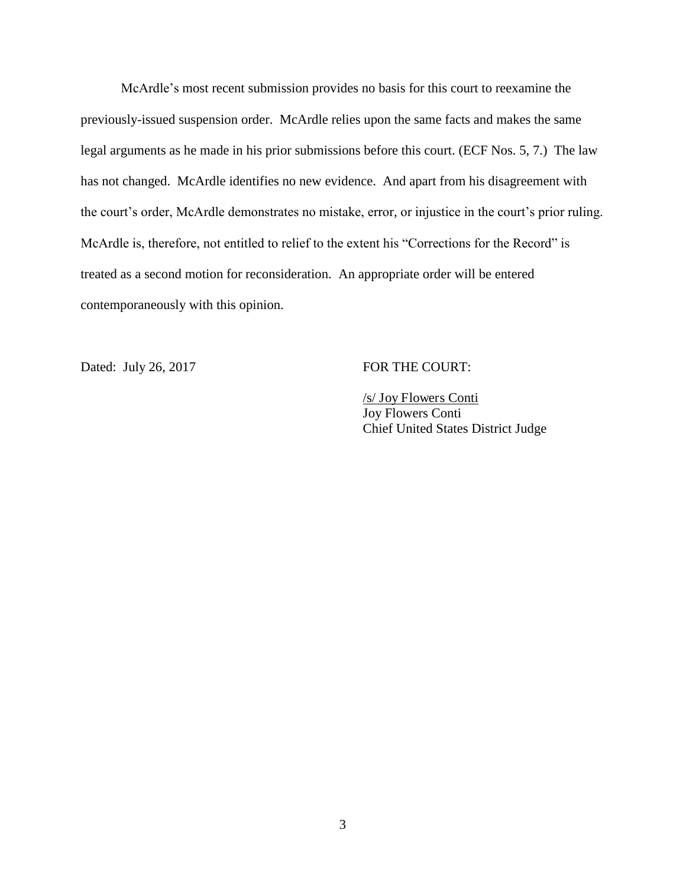McArdle's most recent submission provides no basis for this court to reexamine the previously-issued suspension order. McArdle relies upon the same facts and makes the same legal arguments as he made in his prior submissions before this court. (ECF Nos. 5, 7.) The law has not changed. McArdle identifies no new evidence. And apart from his disagreement with the court's order, McArdle demonstrates no mistake, error, or injustice in the court's prior ruling. McArdle is, therefore, not entitled to relief to the extent his "Corrections for the Record" is treated as a second motion for reconsideration. An appropriate order will be entered contemporaneously with this opinion.

Dated: July 26, 2017

FOR THE COURT:

/s/ Joy Flowers Conti
Joy Flowers Conti
Chief United States District Judge